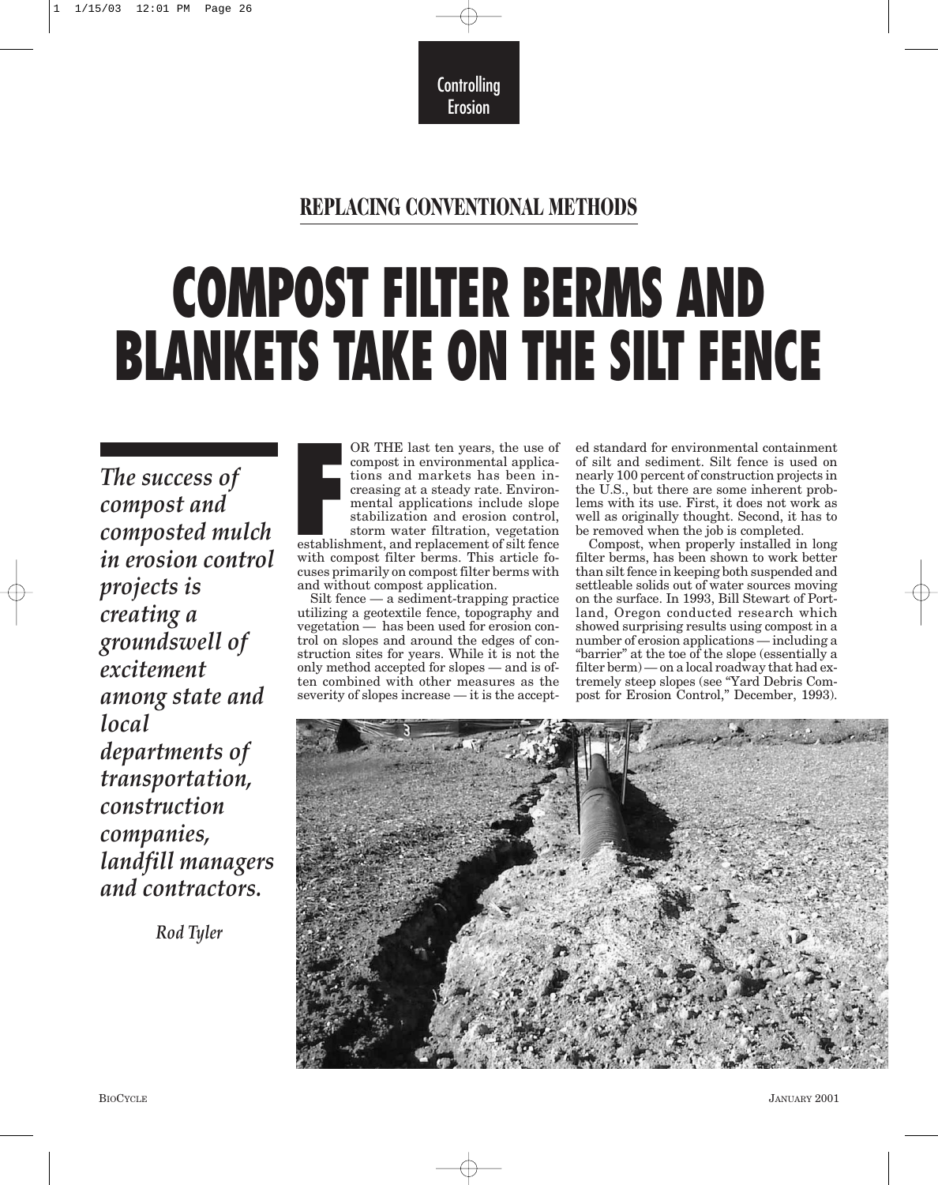Controlling Erosion

## REPLACING CONVENTIONAL METHODS

# COMPOST FILTER BERMS AND BLANKETS TAKE ON THE SILT FENCE

*The success of compost and composted mulch in erosion control projects is creating a groundswell of excitement among state and local departments of transportation, construction companies, landfill managers and contractors.*

*Rod Tyler*

FOR THE last ten years, the use of compost in environmental applications and markets has been increasing at a steady rate. Environmental applications include slope stabilization and erosion control, storm water filtration, vegetation establishment, and replacement of silt fence with compost filter berms. This article focuses primarily on compost filter berms with and without compost application.

Silt fence — a sediment-trapping practice utilizing a geotextile fence, topography and vegetation — has been used for erosion control on slopes and around the edges of construction sites for years. While it is not the only method accepted for slopes — and is often combined with other measures as the severity of slopes increase — it is the accepted standard for environmental containment of silt and sediment. Silt fence is used on nearly 100 percent of construction projects in the U.S., but there are some inherent problems with its use. First, it does not work as well as originally thought. Second, it has to be removed when the job is completed.

Compost, when properly installed in long filter berms, has been shown to work better than silt fence in keeping both suspended and settleable solids out of water sources moving on the surface. In 1993, Bill Stewart of Portland, Oregon conducted research which showed surprising results using compost in a number of erosion applications — including a "barrier" at the toe of the slope (essentially a filter berm) — on a local roadway that had extremely steep slopes (see "Yard Debris Compost for Erosion Control," December, 1993).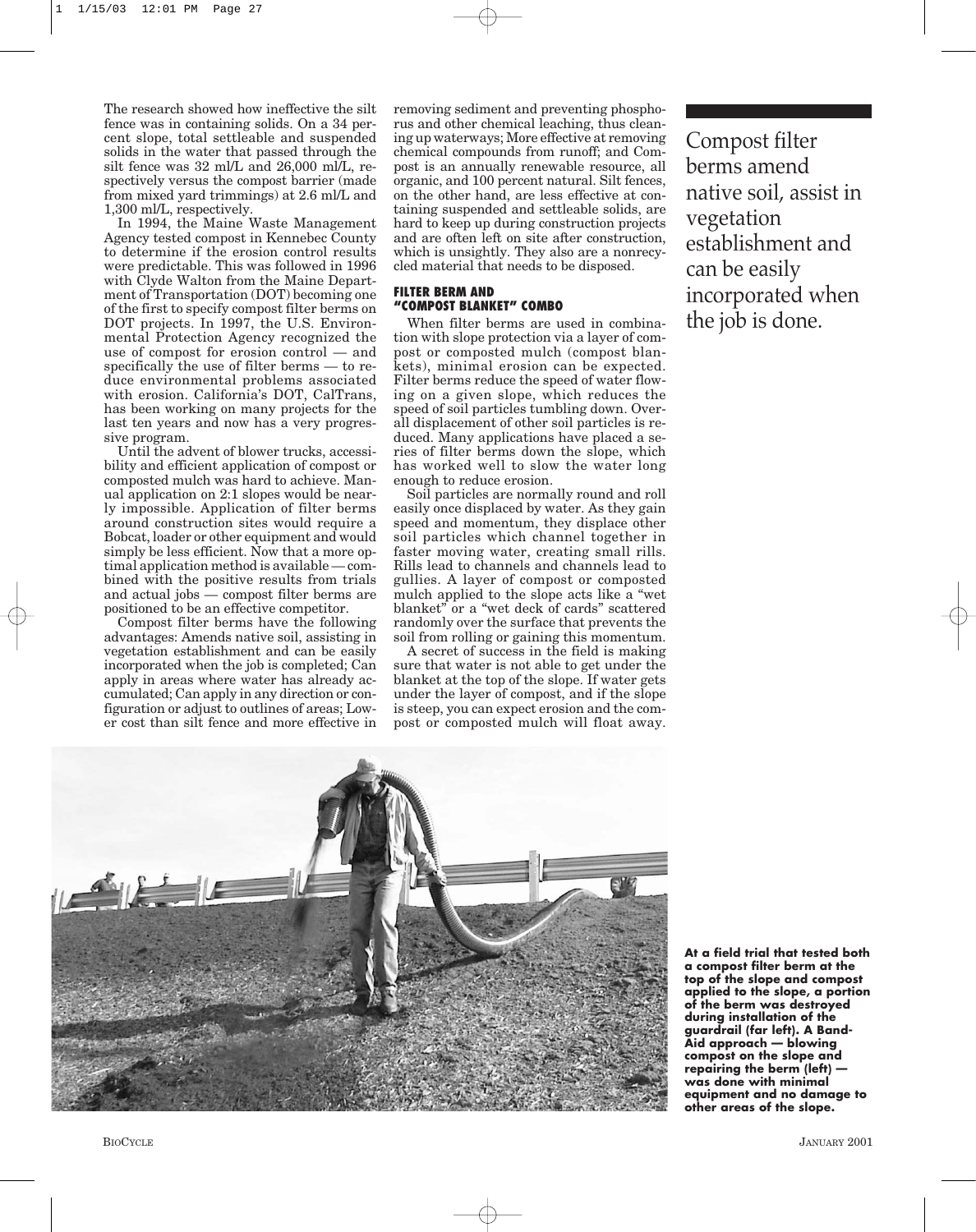The research showed how ineffective the silt fence was in containing solids. On a 34 percent slope, total settleable and suspended solids in the water that passed through the silt fence was 32 ml/L and 26,000 ml/L, respectively versus the compost barrier (made from mixed yard trimmings) at 2.6 ml/L and 1,300 ml/L, respectively.

In 1994, the Maine Waste Management Agency tested compost in Kennebec County to determine if the erosion control results were predictable. This was followed in 1996 with Clyde Walton from the Maine Department of Transportation (DOT) becoming one of the first to specify compost filter berms on DOT projects. In 1997, the U.S. Environmental Protection Agency recognized the use of compost for erosion control — and specifically the use of filter berms — to reduce environmental problems associated with erosion. California's DOT, CalTrans, has been working on many projects for the last ten years and now has a very progressive program.

Until the advent of blower trucks, accessibility and efficient application of compost or composted mulch was hard to achieve. Manual application on 2:1 slopes would be nearly impossible. Application of filter berms around construction sites would require a Bobcat, loader or other equipment and would simply be less efficient. Now that a more optimal application method is available — combined with the positive results from trials and actual jobs — compost filter berms are positioned to be an effective competitor.

Compost filter berms have the following advantages: Amends native soil, assisting in vegetation establishment and can be easily incorporated when the job is completed; Can apply in areas where water has already accumulated; Can apply in any direction or configuration or adjust to outlines of areas; Lower cost than silt fence and more effective in removing sediment and preventing phosphorus and other chemical leaching, thus cleaning up waterways; More effective at removing chemical compounds from runoff; and Compost is an annually renewable resource, all organic, and 100 percent natural. Silt fences, on the other hand, are less effective at containing suspended and settleable solids, are hard to keep up during construction projects and are often left on site after construction, which is unsightly. They also are a nonrecycled material that needs to be disposed.

### FILTER BERM AND "COMPOST BLANKET" COMBO

When filter berms are used in combination with slope protection via a layer of compost or composted mulch (compost blankets), minimal erosion can be expected. Filter berms reduce the speed of water flowing on a given slope, which reduces the speed of soil particles tumbling down. Overall displacement of other soil particles is reduced. Many applications have placed a series of filter berms down the slope, which has worked well to slow the water long enough to reduce erosion.

Soil particles are normally round and roll easily once displaced by water. As they gain speed and momentum, they displace other soil particles which channel together in faster moving water, creating small rills. Rills lead to channels and channels lead to gullies. A layer of compost or composted mulch applied to the slope acts like a "wet blanket" or a "wet deck of cards" scattered randomly over the surface that prevents the soil from rolling or gaining this momentum.

A secret of success in the field is making sure that water is not able to get under the blanket at the top of the slope. If water gets under the layer of compost, and if the slope is steep, you can expect erosion and the compost or composted mulch will float away.

Compost filter berms amend native soil, assist in vegetation establishment and can be easily incorporated when the job is done.

**At a field trial that tested both a compost filter berm at the top of the slope and compost applied to the slope, a portion of the berm was destroyed during installation of the guardrail (far left). A Band-Aid approach — blowing compost on the slope and repairing the berm (left) — was done with minimal equipment and no damage to other areas of the slope.**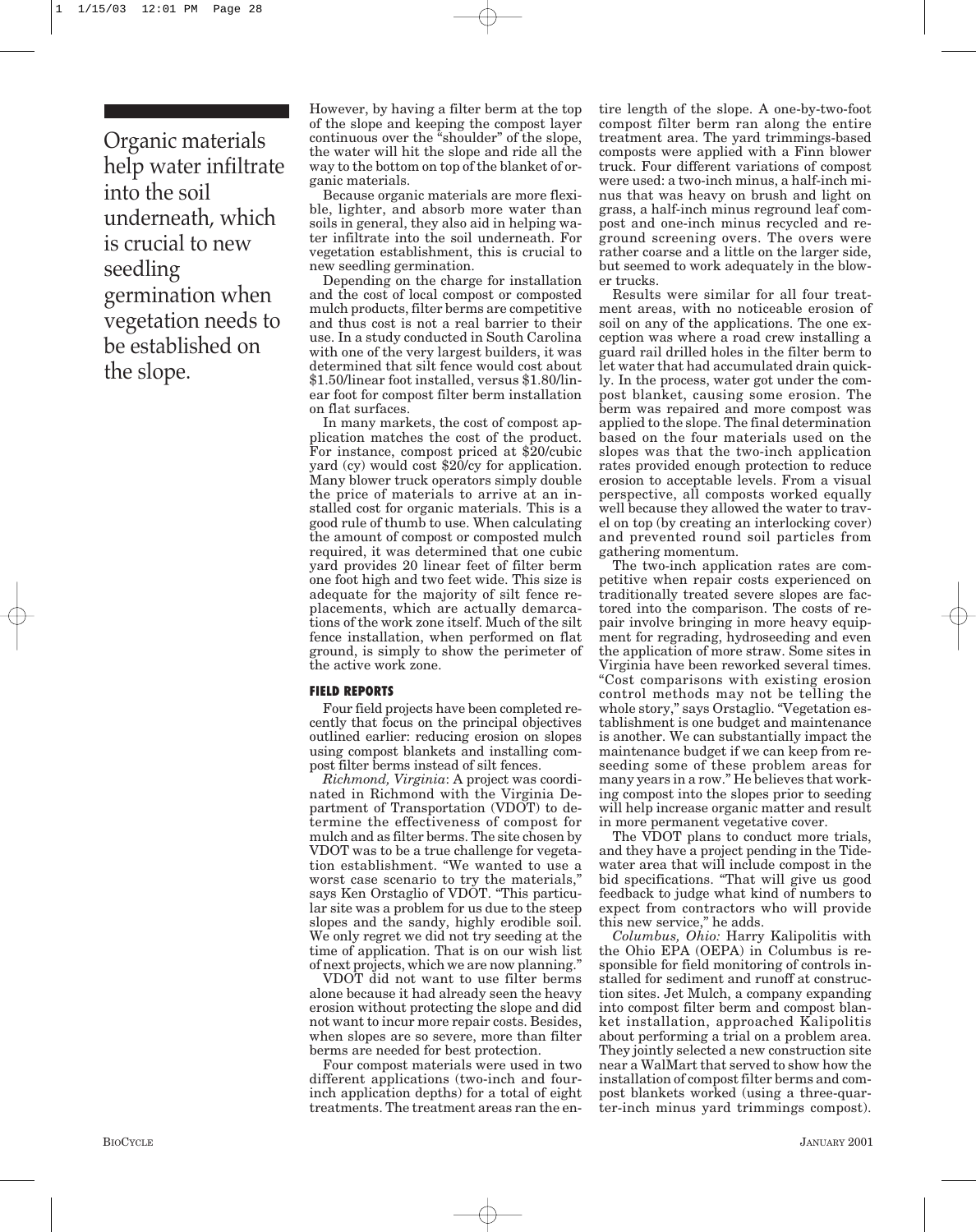Organic materials help water infiltrate into the soil underneath, which is crucial to new seedling germination when vegetation needs to be established on the slope.

However, by having a filter berm at the top of the slope and keeping the compost layer continuous over the "shoulder" of the slope, the water will hit the slope and ride all the way to the bottom on top of the blanket of organic materials.

Because organic materials are more flexible, lighter, and absorb more water than soils in general, they also aid in helping water infiltrate into the soil underneath. For vegetation establishment, this is crucial to new seedling germination.

Depending on the charge for installation and the cost of local compost or composted mulch products, filter berms are competitive and thus cost is not a real barrier to their use. In a study conducted in South Carolina with one of the very largest builders, it was determined that silt fence would cost about $1.50/linear foot installed, versus $1.80/linear foot for compost filter berm installation on flat surfaces.

In many markets, the cost of compost application matches the cost of the product. For instance, compost priced at $20/cubic yard (cy) would cost $20/cy for application. Many blower truck operators simply double the price of materials to arrive at an installed cost for organic materials. This is a good rule of thumb to use. When calculating the amount of compost or composted mulch required, it was determined that one cubic yard provides 20 linear feet of filter berm one foot high and two feet wide. This size is adequate for the majority of silt fence replacements, which are actually demarcations of the work zone itself. Much of the silt fence installation, when performed on flat ground, is simply to show the perimeter of the active work zone.

### FIELD REPORTS

Four field projects have been completed recently that focus on the principal objectives outlined earlier: reducing erosion on slopes using compost blankets and installing compost filter berms instead of silt fences.

*Richmond, Virginia*: A project was coordinated in Richmond with the Virginia Department of Transportation (VDOT) to determine the effectiveness of compost for mulch and as filter berms. The site chosen by VDOT was to be a true challenge for vegetation establishment. "We wanted to use a worst case scenario to try the materials," says Ken Orstaglio of VDOT. "This particular site was a problem for us due to the steep slopes and the sandy, highly erodible soil. We only regret we did not try seeding at the time of application. That is on our wish list of next projects, which we are now planning."

VDOT did not want to use filter berms alone because it had already seen the heavy erosion without protecting the slope and did not want to incur more repair costs. Besides, when slopes are so severe, more than filter berms are needed for best protection.

Four compost materials were used in two different applications (two-inch and four-inch application depths) for a total of eight treatments. The treatment areas ran the entire length of the slope. A one-by-two-foot compost filter berm ran along the entire treatment area. The yard trimmings-based composts were applied with a Finn blower truck. Four different variations of compost were used: a two-inch minus, a half-inch minus that was heavy on brush and light on grass, a half-inch minus reground leaf compost and one-inch minus recycled and reground screening overs. The overs were rather coarse and a little on the larger side, but seemed to work adequately in the blower trucks.

Results were similar for all four treatment areas, with no noticeable erosion of soil on any of the applications. The one exception was where a road crew installing a guard rail drilled holes in the filter berm to let water that had accumulated drain quickly. In the process, water got under the compost blanket, causing some erosion. The berm was repaired and more compost was applied to the slope. The final determination based on the four materials used on the slopes was that the two-inch application rates provided enough protection to reduce erosion to acceptable levels. From a visual perspective, all composts worked equally well because they allowed the water to travel on top (by creating an interlocking cover) and prevented round soil particles from gathering momentum.

The two-inch application rates are competitive when repair costs experienced on traditionally treated severe slopes are factored into the comparison. The costs of repair involve bringing in more heavy equipment for regrading, hydroseeding and even the application of more straw. Some sites in Virginia have been reworked several times. "Cost comparisons with existing erosion control methods may not be telling the whole story," says Orstaglio. "Vegetation establishment is one budget and maintenance is another. We can substantially impact the maintenance budget if we can keep from reseeding some of these problem areas for many years in a row." He believes that working compost into the slopes prior to seeding will help increase organic matter and result in more permanent vegetative cover.

The VDOT plans to conduct more trials, and they have a project pending in the Tidewater area that will include compost in the bid specifications. "That will give us good feedback to judge what kind of numbers to expect from contractors who will provide this new service," he adds.

*Columbus, Ohio:* Harry Kalipolitis with the Ohio EPA (OEPA) in Columbus is responsible for field monitoring of controls installed for sediment and runoff at construction sites. Jet Mulch, a company expanding into compost filter berm and compost blanket installation, approached Kalipolitis about performing a trial on a problem area. They jointly selected a new construction site near a WalMart that served to show how the installation of compost filter berms and compost blankets worked (using a three-quarter-inch minus yard trimmings compost).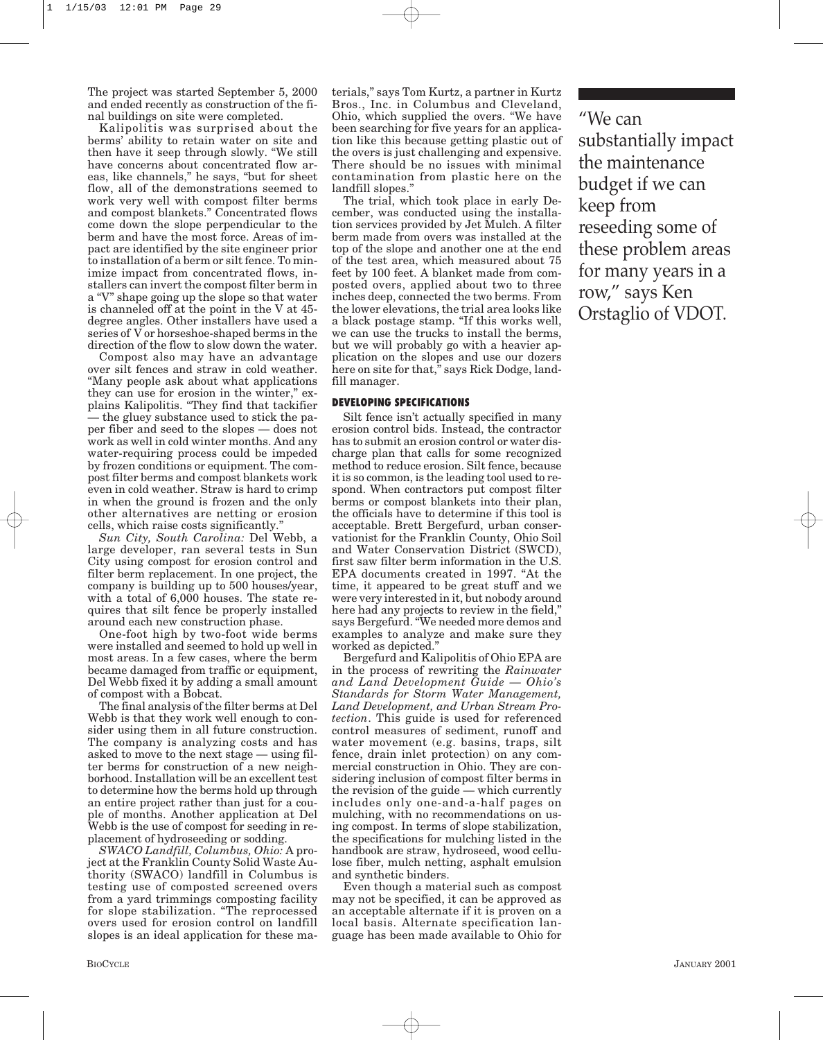The project was started September 5, 2000 and ended recently as construction of the final buildings on site were completed.

Kalipolitis was surprised about the berms' ability to retain water on site and then have it seep through slowly. "We still have concerns about concentrated flow areas, like channels," he says, "but for sheet flow, all of the demonstrations seemed to work very well with compost filter berms and compost blankets." Concentrated flows come down the slope perpendicular to the berm and have the most force. Areas of impact are identified by the site engineer prior to installation of a berm or silt fence. To minimize impact from concentrated flows, installers can invert the compost filter berm in a "V" shape going up the slope so that water is channeled off at the point in the V at 45-degree angles. Other installers have used a series of V or horseshoe-shaped berms in the direction of the flow to slow down the water.

Compost also may have an advantage over silt fences and straw in cold weather. "Many people ask about what applications they can use for erosion in the winter," explains Kalipolitis. "They find that tackifier — the gluey substance used to stick the paper fiber and seed to the slopes — does not work as well in cold winter months. And any water-requiring process could be impeded by frozen conditions or equipment. The compost filter berms and compost blankets work even in cold weather. Straw is hard to crimp in when the ground is frozen and the only other alternatives are netting or erosion cells, which raise costs significantly."

*Sun City, South Carolina:* Del Webb, a large developer, ran several tests in Sun City using compost for erosion control and filter berm replacement. In one project, the company is building up to 500 houses/year, with a total of 6,000 houses. The state requires that silt fence be properly installed around each new construction phase.

One-foot high by two-foot wide berms were installed and seemed to hold up well in most areas. In a few cases, where the berm became damaged from traffic or equipment, Del Webb fixed it by adding a small amount of compost with a Bobcat.

The final analysis of the filter berms at Del Webb is that they work well enough to consider using them in all future construction. The company is analyzing costs and has asked to move to the next stage — using filter berms for construction of a new neighborhood. Installation will be an excellent test to determine how the berms hold up through an entire project rather than just for a couple of months. Another application at Del Webb is the use of compost for seeding in replacement of hydroseeding or sodding.

*SWACO Landfill, Columbus, Ohio:* A project at the Franklin County Solid Waste Authority (SWACO) landfill in Columbus is testing use of composted screened overs from a yard trimmings composting facility for slope stabilization. "The reprocessed overs used for erosion control on landfill slopes is an ideal application for these materials," says Tom Kurtz, a partner in Kurtz Bros., Inc. in Columbus and Cleveland, Ohio, which supplied the overs. "We have been searching for five years for an application like this because getting plastic out of the overs is just challenging and expensive. There should be no issues with minimal contamination from plastic here on the landfill slopes."

The trial, which took place in early December, was conducted using the installation services provided by Jet Mulch. A filter berm made from overs was installed at the top of the slope and another one at the end of the test area, which measured about 75 feet by 100 feet. A blanket made from composted overs, applied about two to three inches deep, connected the two berms. From the lower elevations, the trial area looks like a black postage stamp. "If this works well, we can use the trucks to install the berms, but we will probably go with a heavier application on the slopes and use our dozers here on site for that," says Rick Dodge, landfill manager.

### DEVELOPING SPECIFICATIONS

Silt fence isn't actually specified in many erosion control bids. Instead, the contractor has to submit an erosion control or water discharge plan that calls for some recognized method to reduce erosion. Silt fence, because it is so common, is the leading tool used to respond. When contractors put compost filter berms or compost blankets into their plan, the officials have to determine if this tool is acceptable. Brett Bergefurd, urban conservationist for the Franklin County, Ohio Soil and Water Conservation District (SWCD), first saw filter berm information in the U.S. EPA documents created in 1997. "At the time, it appeared to be great stuff and we were very interested in it, but nobody around here had any projects to review in the field," says Bergefurd. "We needed more demos and examples to analyze and make sure they worked as depicted."

Bergefurd and Kalipolitis of Ohio EPA are in the process of rewriting the *Rainwater and Land Development Guide — Ohio's Standards for Storm Water Management, Land Development, and Urban Stream Protection*. This guide is used for referenced control measures of sediment, runoff and water movement (e.g. basins, traps, silt fence, drain inlet protection) on any commercial construction in Ohio. They are considering inclusion of compost filter berms in the revision of the guide — which currently includes only one-and-a-half pages on mulching, with no recommendations on using compost. In terms of slope stabilization, the specifications for mulching listed in the handbook are straw, hydroseed, wood cellulose fiber, mulch netting, asphalt emulsion and synthetic binders.

Even though a material such as compost may not be specified, it can be approved as an acceptable alternate if it is proven on a local basis. Alternate specification language has been made available to Ohio for

> "We can substantially impact the maintenance budget if we can keep from reseeding some of these problem areas for many years in a row," says Ken Orstaglio of VDOT.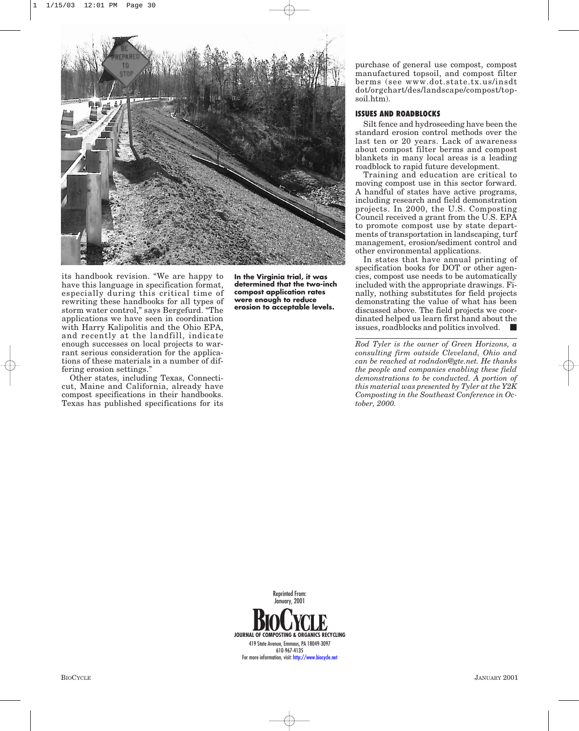its handbook revision. "We are happy to have this language in specification format, especially during this critical time of rewriting these handbooks for all types of storm water control," says Bergefurd. "The applications we have seen in coordination with Harry Kalipolitis and the Ohio EPA, and recently at the landfill, indicate enough successes on local projects to warrant serious consideration for the applications of these materials in a number of differing erosion settings."

Other states, including Texas, Connecticut, Maine and California, already have compost specifications in their handbooks. Texas has published specifications for its purchase of general use compost, compost manufactured topsoil, and compost filter berms (see www.dot.state.tx.us/insdtdot/orgchart/des/landscape/compost/topsoil.htm).

**In the Virginia trial, it was determined that the two-inch compost application rates were enough to reduce erosion to acceptable levels.**

### ISSUES AND ROADBLOCKS

Silt fence and hydroseeding have been the standard erosion control methods over the last ten or 20 years. Lack of awareness about compost filter berms and compost blankets in many local areas is a leading roadblock to rapid future development.

Training and education are critical to moving compost use in this sector forward. A handful of states have active programs, including research and field demonstration projects. In 2000, the U.S. Composting Council received a grant from the U.S. EPA to promote compost use by state departments of transportation in landscaping, turf management, erosion/sediment control and other environmental applications.

In states that have annual printing of specification books for DOT or other agencies, compost use needs to be automatically included with the appropriate drawings. Finally, nothing substitutes for field projects demonstrating the value of what has been discussed above. The field projects we coordinated helped us learn first hand about the issues, roadblocks and politics involved. ■

---

*Rod Tyler is the owner of Green Horizons, a consulting firm outside Cleveland, Ohio and can be reached at rodndon@gte.net. He thanks the people and companies enabling these field demonstrations to be conducted. A portion of this material was presented by Tyler at the Y2K Composting in the Southeast Conference in October, 2000.*

Reprinted From:
January, 2001

**BIOCYCLE**
JOURNAL OF COMPOSTING & ORGANICS RECYCLING
419 State Avenue, Emmaus, PA 18049-3097
610-967-4135
For more information, visit: http://www.biocycle.net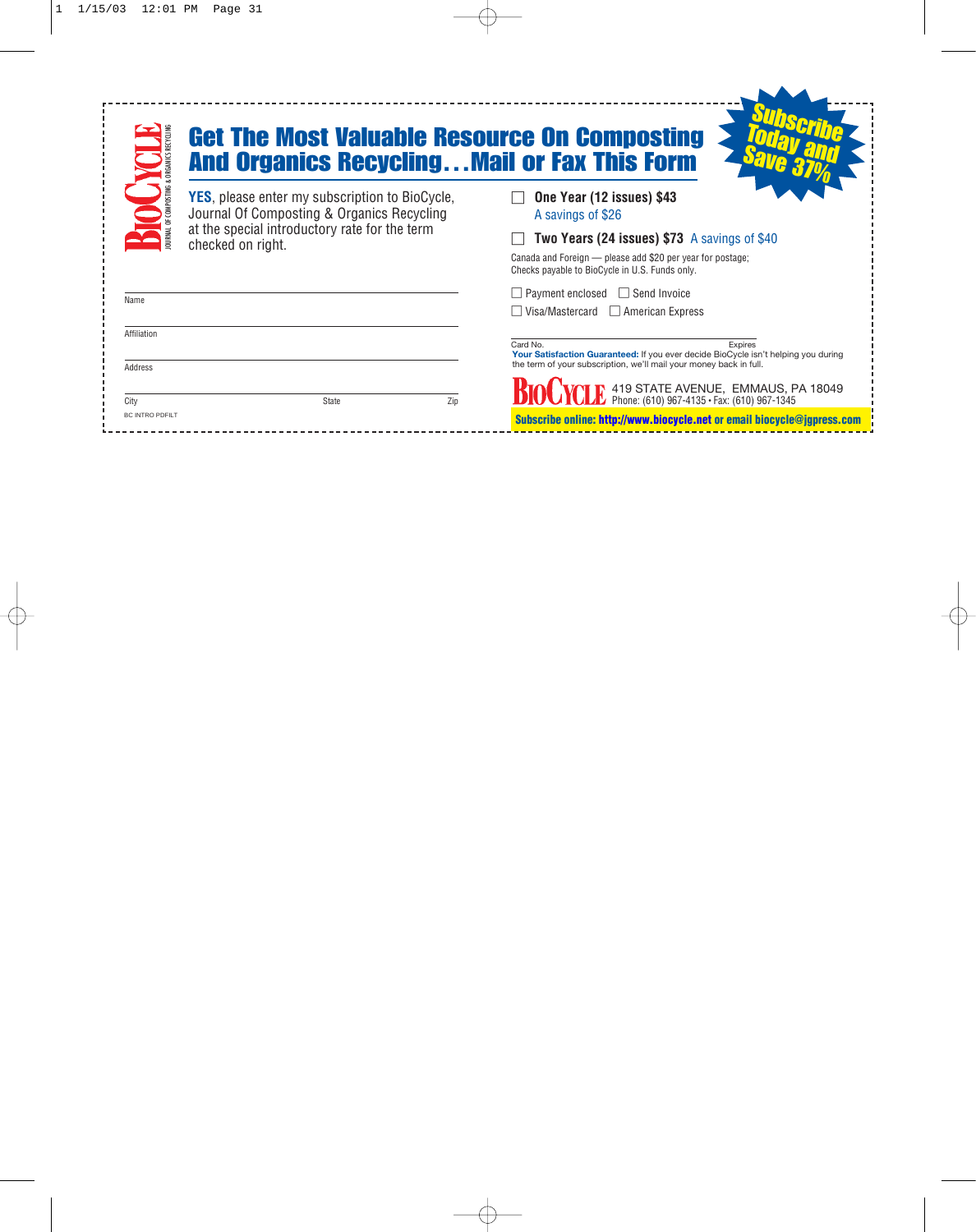BIOCYCLE
JOURNAL OF COMPOSTING & ORGANICS RECYCLING

# Get The Most Valuable Resource On Composting And Organics Recycling...Mail or Fax This Form

**Subscribe Today and Save 37%**

**YES**, please enter my subscription to BioCycle, Journal Of Composting & Organics Recycling at the special introductory rate for the term checked on right.

Name

Affiliation

Address

City State Zip

BC INTRO PDFILT

☐ **One Year (12 issues) $43**
A savings of $26

☐ **Two Years (24 issues) $73** A savings of $40

Canada and Foreign — please add $20 per year for postage;
Checks payable to BioCycle in U.S. Funds only.

☐ Payment enclosed ☐ Send Invoice

☐ Visa/Mastercard ☐ American Express

Card No. Expires

**Your Satisfaction Guaranteed:** If you ever decide BioCycle isn't helping you during the term of your subscription, we'll mail your money back in full.

BIOCYCLE 419 STATE AVENUE, EMMAUS, PA 18049
Phone: (610) 967-4135 • Fax: (610) 967-1345

**Subscribe online: http://www.biocycle.net or email biocycle@jgpress.com**